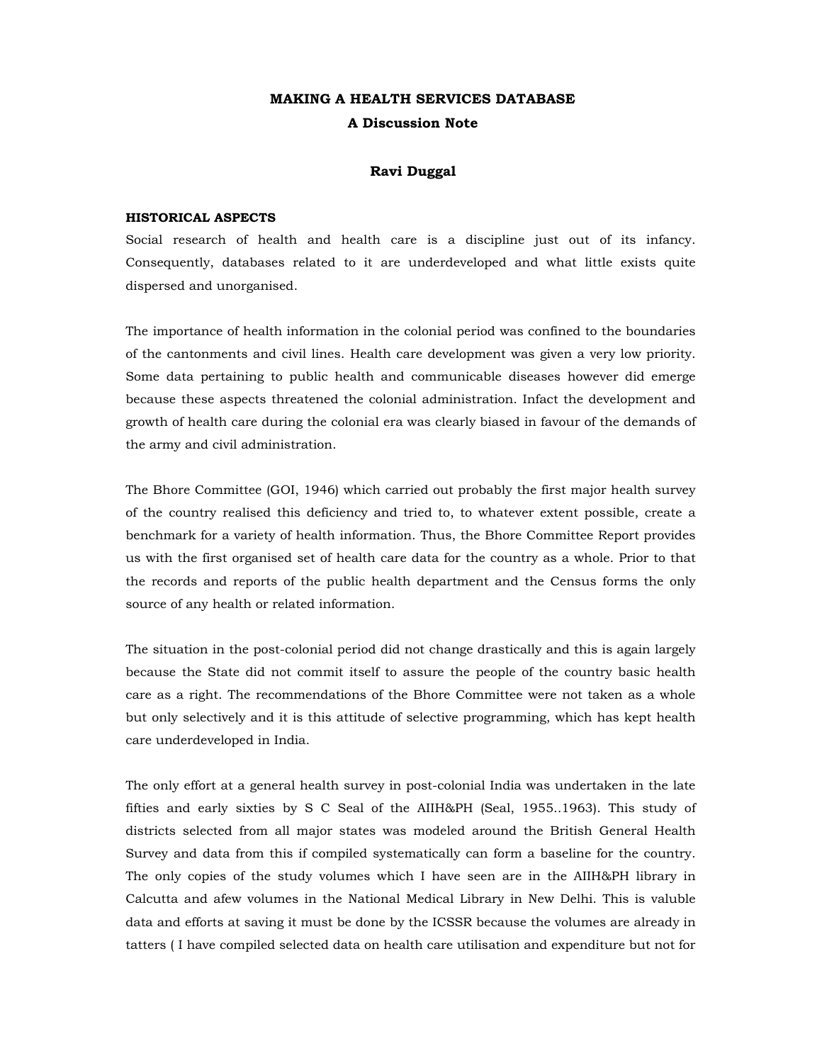# MAKING A HEALTH SERVICES DATABASE
## A Discussion Note

**Ravi Duggal**

### HISTORICAL ASPECTS

Social research of health and health care is a discipline just out of its infancy. Consequently, databases related to it are underdeveloped and what little exists quite dispersed and unorganised.

The importance of health information in the colonial period was confined to the boundaries of the cantonments and civil lines. Health care development was given a very low priority. Some data pertaining to public health and communicable diseases however did emerge because these aspects threatened the colonial administration. Infact the development and growth of health care during the colonial era was clearly biased in favour of the demands of the army and civil administration.

The Bhore Committee (GOI, 1946) which carried out probably the first major health survey of the country realised this deficiency and tried to, to whatever extent possible, create a benchmark for a variety of health information. Thus, the Bhore Committee Report provides us with the first organised set of health care data for the country as a whole. Prior to that the records and reports of the public health department and the Census forms the only source of any health or related information.

The situation in the post-colonial period did not change drastically and this is again largely because the State did not commit itself to assure the people of the country basic health care as a right. The recommendations of the Bhore Committee were not taken as a whole but only selectively and it is this attitude of selective programming, which has kept health care underdeveloped in India.

The only effort at a general health survey in post-colonial India was undertaken in the late fifties and early sixties by S C Seal of the AIIH&PH (Seal, 1955..1963). This study of districts selected from all major states was modeled around the British General Health Survey and data from this if compiled systematically can form a baseline for the country. The only copies of the study volumes which I have seen are in the AIIH&PH library in Calcutta and afew volumes in the National Medical Library in New Delhi. This is valuble data and efforts at saving it must be done by the ICSSR because the volumes are already in tatters ( I have compiled selected data on health care utilisation and expenditure but not for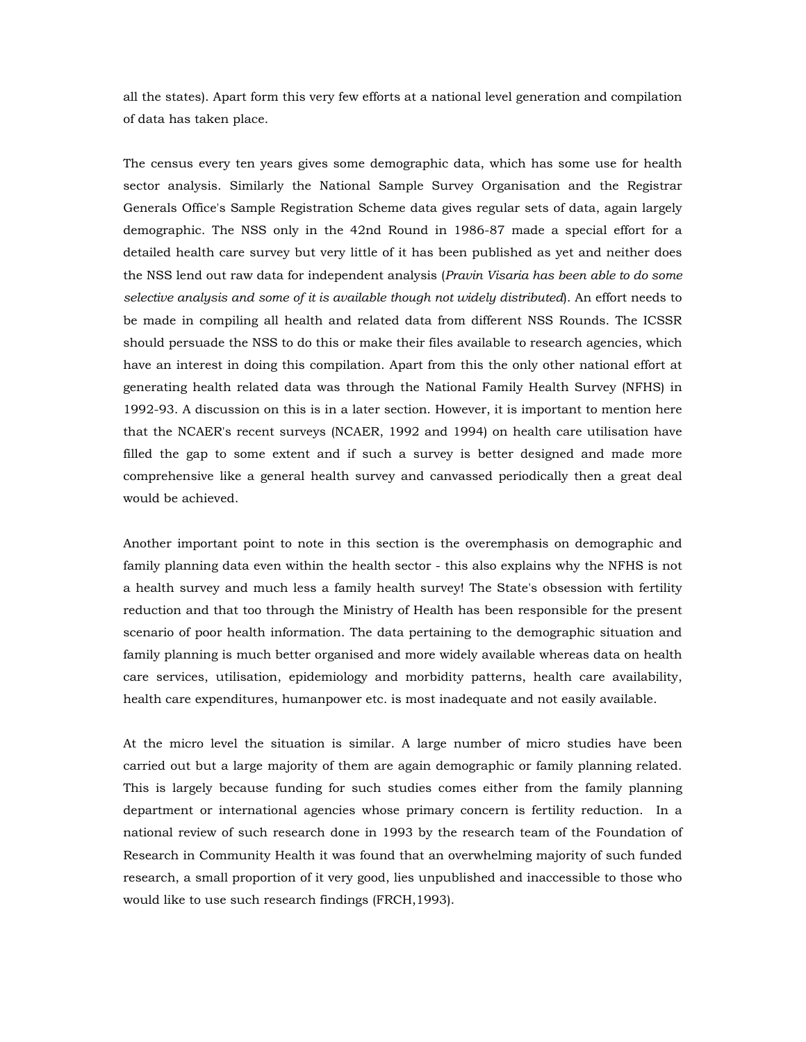all the states). Apart form this very few efforts at a national level generation and compilation of data has taken place.

The census every ten years gives some demographic data, which has some use for health sector analysis. Similarly the National Sample Survey Organisation and the Registrar Generals Office's Sample Registration Scheme data gives regular sets of data, again largely demographic. The NSS only in the 42nd Round in 1986-87 made a special effort for a detailed health care survey but very little of it has been published as yet and neither does the NSS lend out raw data for independent analysis (*Pravin Visaria has been able to do some selective analysis and some of it is available though not widely distributed*). An effort needs to be made in compiling all health and related data from different NSS Rounds. The ICSSR should persuade the NSS to do this or make their files available to research agencies, which have an interest in doing this compilation. Apart from this the only other national effort at generating health related data was through the National Family Health Survey (NFHS) in 1992-93. A discussion on this is in a later section. However, it is important to mention here that the NCAER's recent surveys (NCAER, 1992 and 1994) on health care utilisation have filled the gap to some extent and if such a survey is better designed and made more comprehensive like a general health survey and canvassed periodically then a great deal would be achieved.

Another important point to note in this section is the overemphasis on demographic and family planning data even within the health sector - this also explains why the NFHS is not a health survey and much less a family health survey! The State's obsession with fertility reduction and that too through the Ministry of Health has been responsible for the present scenario of poor health information. The data pertaining to the demographic situation and family planning is much better organised and more widely available whereas data on health care services, utilisation, epidemiology and morbidity patterns, health care availability, health care expenditures, humanpower etc. is most inadequate and not easily available.

At the micro level the situation is similar. A large number of micro studies have been carried out but a large majority of them are again demographic or family planning related. This is largely because funding for such studies comes either from the family planning department or international agencies whose primary concern is fertility reduction. In a national review of such research done in 1993 by the research team of the Foundation of Research in Community Health it was found that an overwhelming majority of such funded research, a small proportion of it very good, lies unpublished and inaccessible to those who would like to use such research findings (FRCH,1993).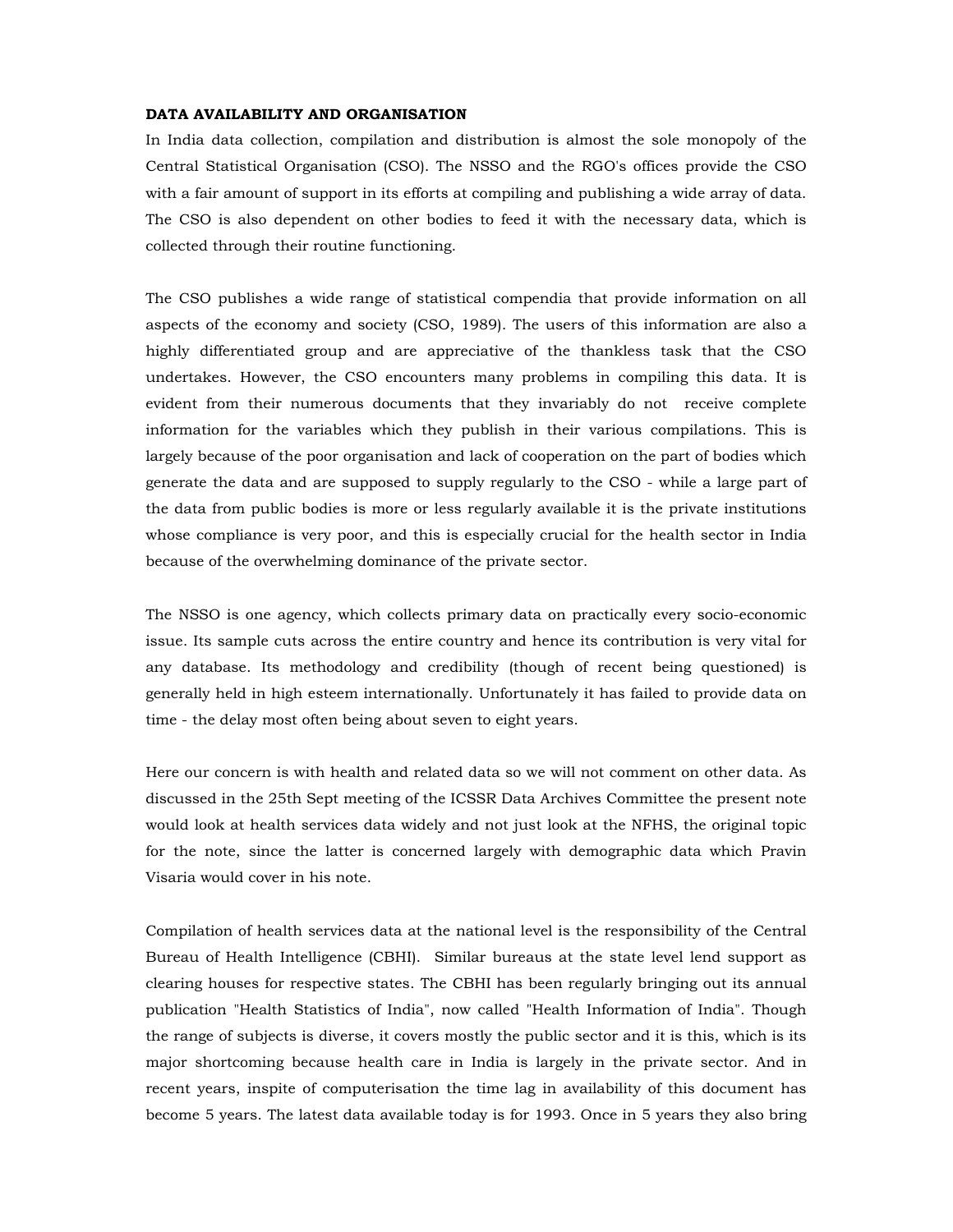**DATA AVAILABILITY AND ORGANISATION**

In India data collection, compilation and distribution is almost the sole monopoly of the Central Statistical Organisation (CSO). The NSSO and the RGO's offices provide the CSO with a fair amount of support in its efforts at compiling and publishing a wide array of data. The CSO is also dependent on other bodies to feed it with the necessary data, which is collected through their routine functioning.

The CSO publishes a wide range of statistical compendia that provide information on all aspects of the economy and society (CSO, 1989). The users of this information are also a highly differentiated group and are appreciative of the thankless task that the CSO undertakes. However, the CSO encounters many problems in compiling this data. It is evident from their numerous documents that they invariably do not receive complete information for the variables which they publish in their various compilations. This is largely because of the poor organisation and lack of cooperation on the part of bodies which generate the data and are supposed to supply regularly to the CSO - while a large part of the data from public bodies is more or less regularly available it is the private institutions whose compliance is very poor, and this is especially crucial for the health sector in India because of the overwhelming dominance of the private sector.

The NSSO is one agency, which collects primary data on practically every socio-economic issue. Its sample cuts across the entire country and hence its contribution is very vital for any database. Its methodology and credibility (though of recent being questioned) is generally held in high esteem internationally. Unfortunately it has failed to provide data on time - the delay most often being about seven to eight years.

Here our concern is with health and related data so we will not comment on other data. As discussed in the 25th Sept meeting of the ICSSR Data Archives Committee the present note would look at health services data widely and not just look at the NFHS, the original topic for the note, since the latter is concerned largely with demographic data which Pravin Visaria would cover in his note.

Compilation of health services data at the national level is the responsibility of the Central Bureau of Health Intelligence (CBHI). Similar bureaus at the state level lend support as clearing houses for respective states. The CBHI has been regularly bringing out its annual publication "Health Statistics of India", now called "Health Information of India". Though the range of subjects is diverse, it covers mostly the public sector and it is this, which is its major shortcoming because health care in India is largely in the private sector. And in recent years, inspite of computerisation the time lag in availability of this document has become 5 years. The latest data available today is for 1993. Once in 5 years they also bring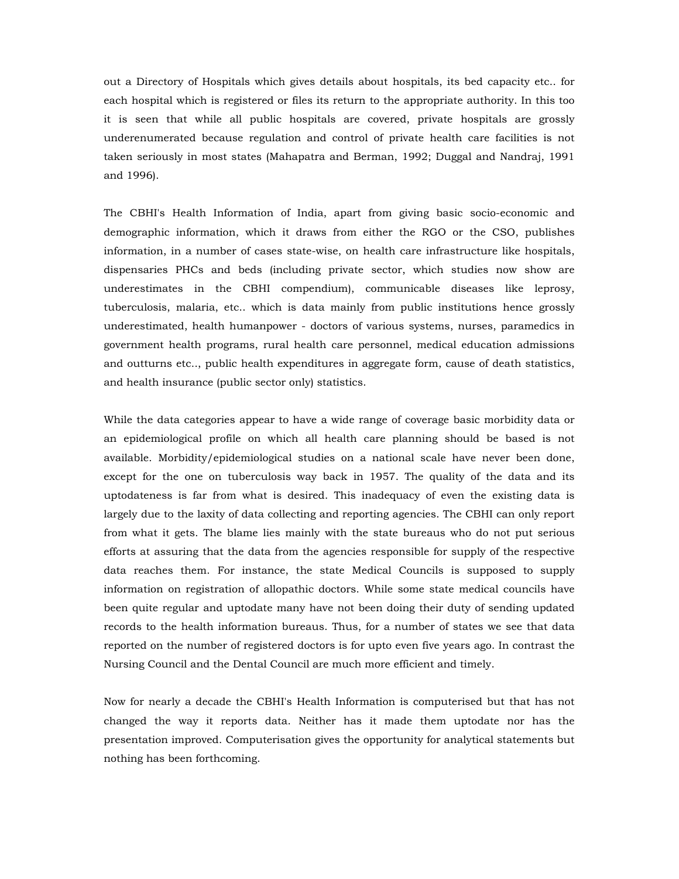out a Directory of Hospitals which gives details about hospitals, its bed capacity etc.. for each hospital which is registered or files its return to the appropriate authority. In this too it is seen that while all public hospitals are covered, private hospitals are grossly underenumerated because regulation and control of private health care facilities is not taken seriously in most states (Mahapatra and Berman, 1992; Duggal and Nandraj, 1991 and 1996).

The CBHI's Health Information of India, apart from giving basic socio-economic and demographic information, which it draws from either the RGO or the CSO, publishes information, in a number of cases state-wise, on health care infrastructure like hospitals, dispensaries PHCs and beds (including private sector, which studies now show are underestimates in the CBHI compendium), communicable diseases like leprosy, tuberculosis, malaria, etc.. which is data mainly from public institutions hence grossly underestimated, health humanpower - doctors of various systems, nurses, paramedics in government health programs, rural health care personnel, medical education admissions and outturns etc.., public health expenditures in aggregate form, cause of death statistics, and health insurance (public sector only) statistics.

While the data categories appear to have a wide range of coverage basic morbidity data or an epidemiological profile on which all health care planning should be based is not available. Morbidity/epidemiological studies on a national scale have never been done, except for the one on tuberculosis way back in 1957. The quality of the data and its uptodateness is far from what is desired. This inadequacy of even the existing data is largely due to the laxity of data collecting and reporting agencies. The CBHI can only report from what it gets. The blame lies mainly with the state bureaus who do not put serious efforts at assuring that the data from the agencies responsible for supply of the respective data reaches them. For instance, the state Medical Councils is supposed to supply information on registration of allopathic doctors. While some state medical councils have been quite regular and uptodate many have not been doing their duty of sending updated records to the health information bureaus. Thus, for a number of states we see that data reported on the number of registered doctors is for upto even five years ago. In contrast the Nursing Council and the Dental Council are much more efficient and timely.

Now for nearly a decade the CBHI's Health Information is computerised but that has not changed the way it reports data. Neither has it made them uptodate nor has the presentation improved. Computerisation gives the opportunity for analytical statements but nothing has been forthcoming.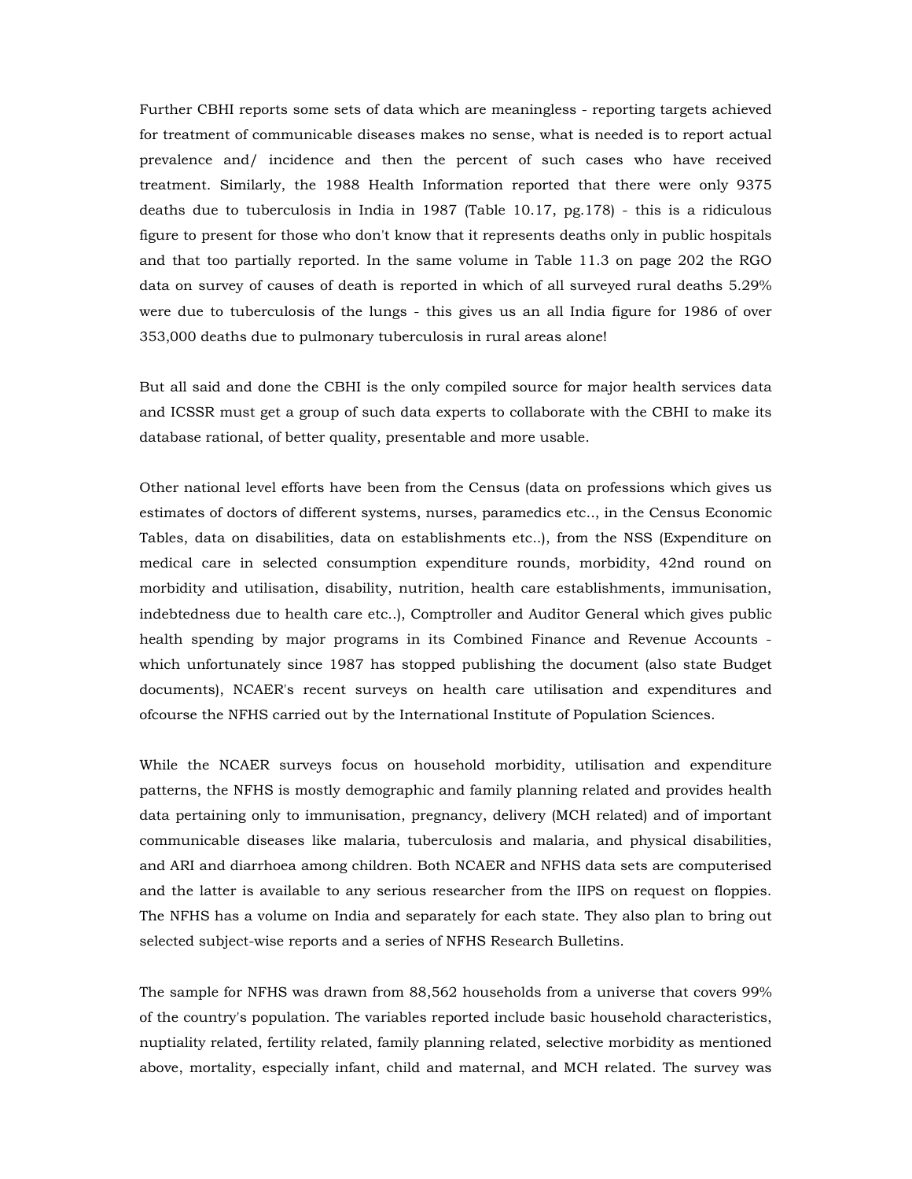Further CBHI reports some sets of data which are meaningless - reporting targets achieved for treatment of communicable diseases makes no sense, what is needed is to report actual prevalence and/ incidence and then the percent of such cases who have received treatment. Similarly, the 1988 Health Information reported that there were only 9375 deaths due to tuberculosis in India in 1987 (Table 10.17, pg.178) - this is a ridiculous figure to present for those who don't know that it represents deaths only in public hospitals and that too partially reported. In the same volume in Table 11.3 on page 202 the RGO data on survey of causes of death is reported in which of all surveyed rural deaths 5.29% were due to tuberculosis of the lungs - this gives us an all India figure for 1986 of over 353,000 deaths due to pulmonary tuberculosis in rural areas alone!

But all said and done the CBHI is the only compiled source for major health services data and ICSSR must get a group of such data experts to collaborate with the CBHI to make its database rational, of better quality, presentable and more usable.

Other national level efforts have been from the Census (data on professions which gives us estimates of doctors of different systems, nurses, paramedics etc.., in the Census Economic Tables, data on disabilities, data on establishments etc..), from the NSS (Expenditure on medical care in selected consumption expenditure rounds, morbidity, 42nd round on morbidity and utilisation, disability, nutrition, health care establishments, immunisation, indebtedness due to health care etc..), Comptroller and Auditor General which gives public health spending by major programs in its Combined Finance and Revenue Accounts - which unfortunately since 1987 has stopped publishing the document (also state Budget documents), NCAER's recent surveys on health care utilisation and expenditures and ofcourse the NFHS carried out by the International Institute of Population Sciences.

While the NCAER surveys focus on household morbidity, utilisation and expenditure patterns, the NFHS is mostly demographic and family planning related and provides health data pertaining only to immunisation, pregnancy, delivery (MCH related) and of important communicable diseases like malaria, tuberculosis and malaria, and physical disabilities, and ARI and diarrhoea among children. Both NCAER and NFHS data sets are computerised and the latter is available to any serious researcher from the IIPS on request on floppies. The NFHS has a volume on India and separately for each state. They also plan to bring out selected subject-wise reports and a series of NFHS Research Bulletins.

The sample for NFHS was drawn from 88,562 households from a universe that covers 99% of the country's population. The variables reported include basic household characteristics, nuptiality related, fertility related, family planning related, selective morbidity as mentioned above, mortality, especially infant, child and maternal, and MCH related. The survey was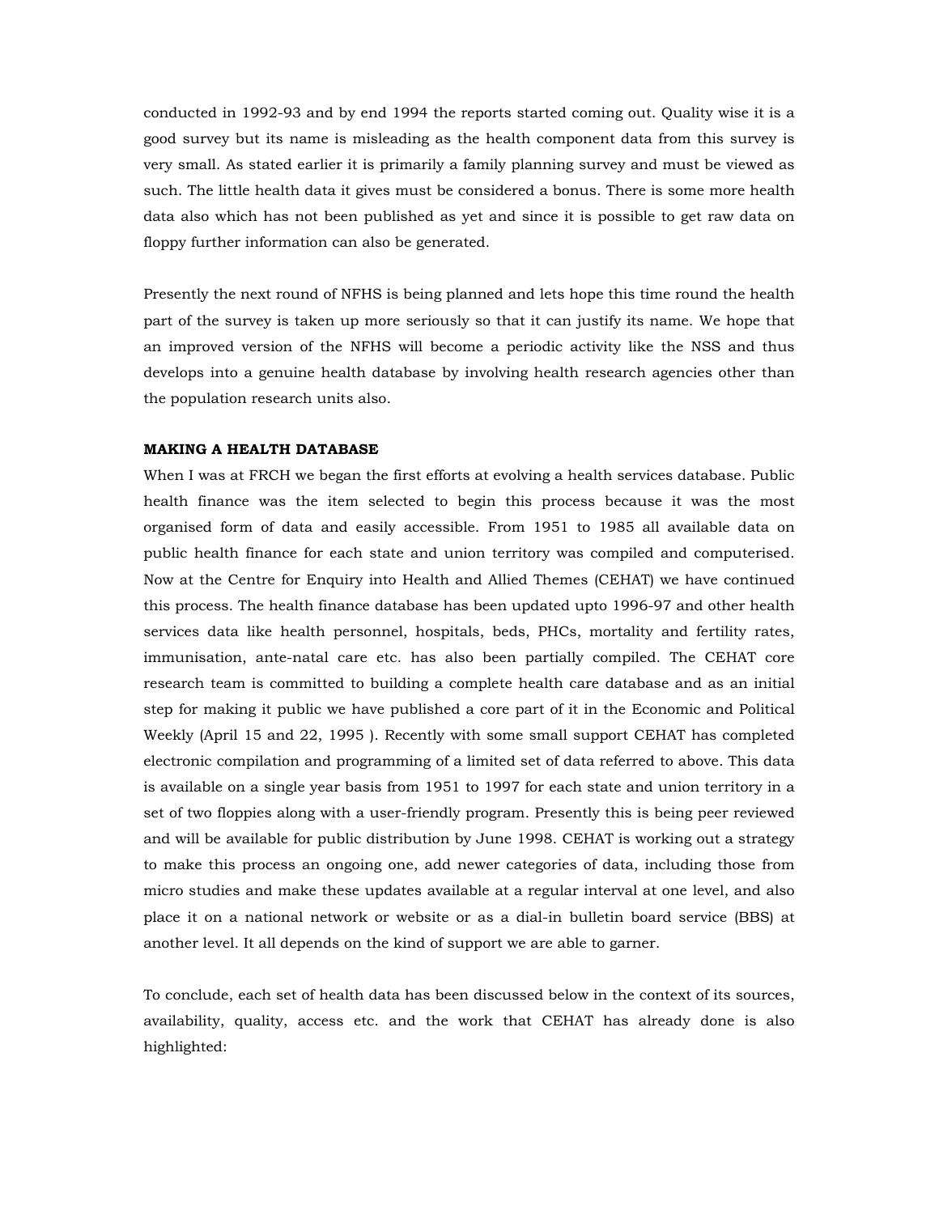conducted in 1992-93 and by end 1994 the reports started coming out. Quality wise it is a good survey but its name is misleading as the health component data from this survey is very small. As stated earlier it is primarily a family planning survey and must be viewed as such. The little health data it gives must be considered a bonus. There is some more health data also which has not been published as yet and since it is possible to get raw data on floppy further information can also be generated.

Presently the next round of NFHS is being planned and lets hope this time round the health part of the survey is taken up more seriously so that it can justify its name. We hope that an improved version of the NFHS will become a periodic activity like the NSS and thus develops into a genuine health database by involving health research agencies other than the population research units also.

**MAKING A HEALTH DATABASE**

When I was at FRCH we began the first efforts at evolving a health services database. Public health finance was the item selected to begin this process because it was the most organised form of data and easily accessible. From 1951 to 1985 all available data on public health finance for each state and union territory was compiled and computerised. Now at the Centre for Enquiry into Health and Allied Themes (CEHAT) we have continued this process. The health finance database has been updated upto 1996-97 and other health services data like health personnel, hospitals, beds, PHCs, mortality and fertility rates, immunisation, ante-natal care etc. has also been partially compiled. The CEHAT core research team is committed to building a complete health care database and as an initial step for making it public we have published a core part of it in the Economic and Political Weekly (April 15 and 22, 1995 ). Recently with some small support CEHAT has completed electronic compilation and programming of a limited set of data referred to above. This data is available on a single year basis from 1951 to 1997 for each state and union territory in a set of two floppies along with a user-friendly program. Presently this is being peer reviewed and will be available for public distribution by June 1998. CEHAT is working out a strategy to make this process an ongoing one, add newer categories of data, including those from micro studies and make these updates available at a regular interval at one level, and also place it on a national network or website or as a dial-in bulletin board service (BBS) at another level. It all depends on the kind of support we are able to garner.

To conclude, each set of health data has been discussed below in the context of its sources, availability, quality, access etc. and the work that CEHAT has already done is also highlighted: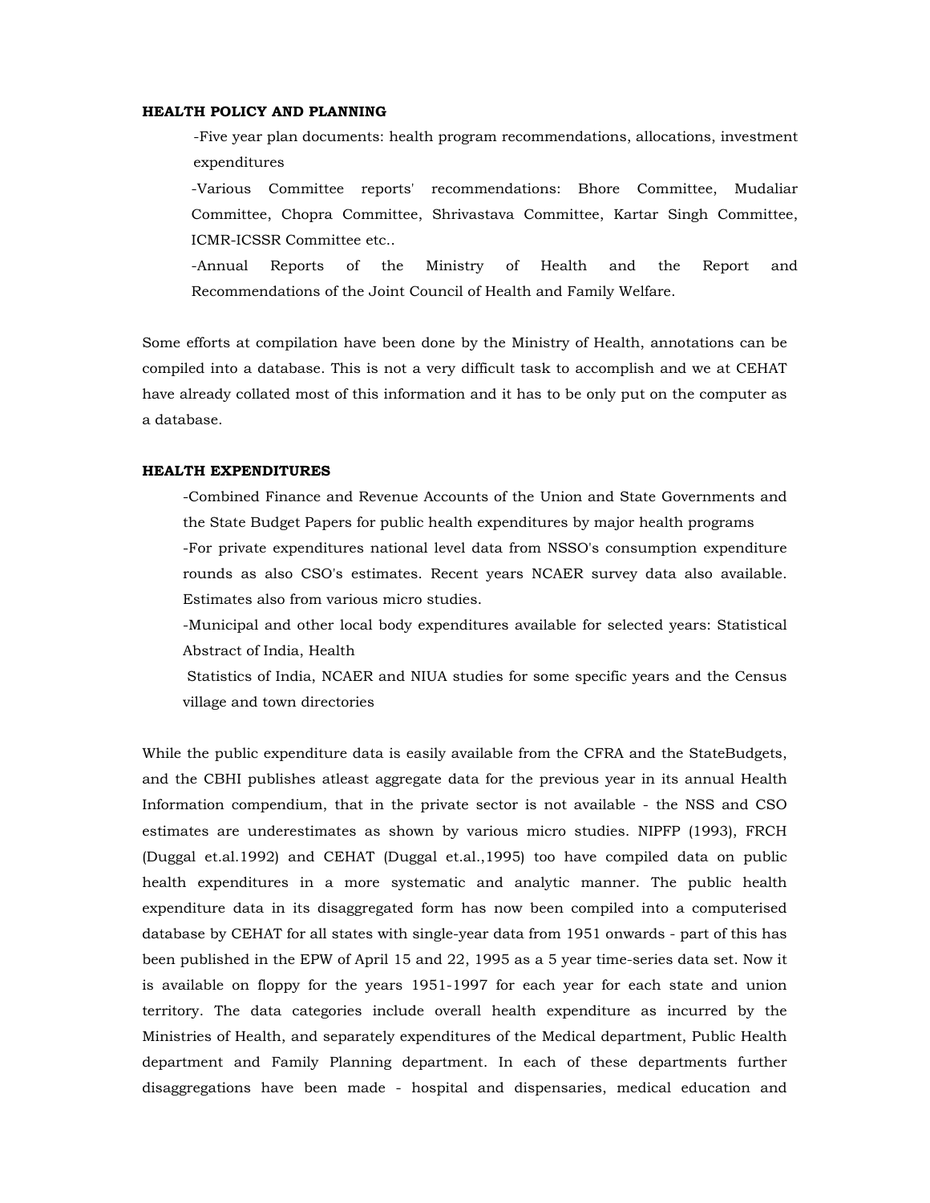**HEALTH POLICY AND PLANNING**

-Five year plan documents: health program recommendations, allocations, investment expenditures

-Various Committee reports' recommendations: Bhore Committee, Mudaliar Committee, Chopra Committee, Shrivastava Committee, Kartar Singh Committee, ICMR-ICSSR Committee etc..

-Annual Reports of the Ministry of Health and the Report and Recommendations of the Joint Council of Health and Family Welfare.

Some efforts at compilation have been done by the Ministry of Health, annotations can be compiled into a database. This is not a very difficult task to accomplish and we at CEHAT have already collated most of this information and it has to be only put on the computer as a database.

**HEALTH EXPENDITURES**

-Combined Finance and Revenue Accounts of the Union and State Governments and the State Budget Papers for public health expenditures by major health programs

-For private expenditures national level data from NSSO's consumption expenditure rounds as also CSO's estimates. Recent years NCAER survey data also available. Estimates also from various micro studies.

-Municipal and other local body expenditures available for selected years: Statistical Abstract of India, Health Statistics of India, NCAER and NIUA studies for some specific years and the Census village and town directories

While the public expenditure data is easily available from the CFRA and the StateBudgets, and the CBHI publishes atleast aggregate data for the previous year in its annual Health Information compendium, that in the private sector is not available - the NSS and CSO estimates are underestimates as shown by various micro studies. NIPFP (1993), FRCH (Duggal et.al.1992) and CEHAT (Duggal et.al.,1995) too have compiled data on public health expenditures in a more systematic and analytic manner. The public health expenditure data in its disaggregated form has now been compiled into a computerised database by CEHAT for all states with single-year data from 1951 onwards - part of this has been published in the EPW of April 15 and 22, 1995 as a 5 year time-series data set. Now it is available on floppy for the years 1951-1997 for each year for each state and union territory. The data categories include overall health expenditure as incurred by the Ministries of Health, and separately expenditures of the Medical department, Public Health department and Family Planning department. In each of these departments further disaggregations have been made - hospital and dispensaries, medical education and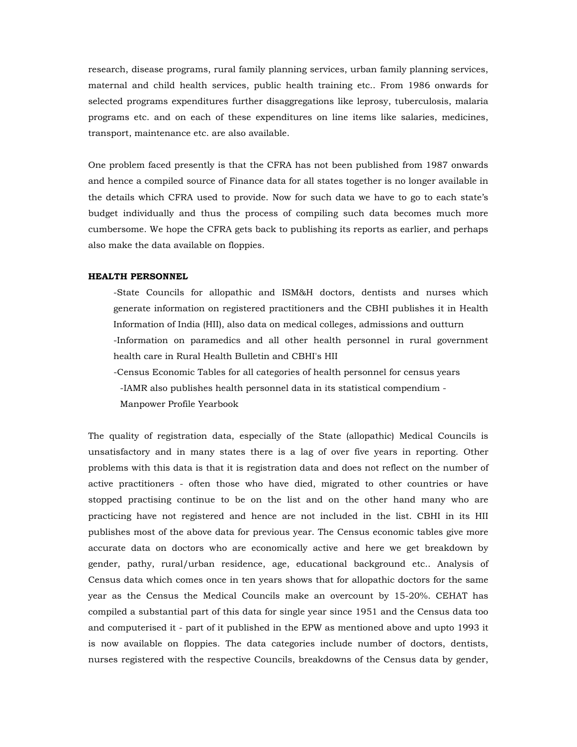research, disease programs, rural family planning services, urban family planning services, maternal and child health services, public health training etc.. From 1986 onwards for selected programs expenditures further disaggregations like leprosy, tuberculosis, malaria programs etc. and on each of these expenditures on line items like salaries, medicines, transport, maintenance etc. are also available.

One problem faced presently is that the CFRA has not been published from 1987 onwards and hence a compiled source of Finance data for all states together is no longer available in the details which CFRA used to provide. Now for such data we have to go to each state's budget individually and thus the process of compiling such data becomes much more cumbersome. We hope the CFRA gets back to publishing its reports as earlier, and perhaps also make the data available on floppies.

**HEALTH PERSONNEL**

- State Councils for allopathic and ISM&H doctors, dentists and nurses which generate information on registered practitioners and the CBHI publishes it in Health Information of India (HII), also data on medical colleges, admissions and outturn
- Information on paramedics and all other health personnel in rural government health care in Rural Health Bulletin and CBHI's HII
- Census Economic Tables for all categories of health personnel for census years
- IAMR also publishes health personnel data in its statistical compendium - Manpower Profile Yearbook

The quality of registration data, especially of the State (allopathic) Medical Councils is unsatisfactory and in many states there is a lag of over five years in reporting. Other problems with this data is that it is registration data and does not reflect on the number of active practitioners - often those who have died, migrated to other countries or have stopped practising continue to be on the list and on the other hand many who are practicing have not registered and hence are not included in the list. CBHI in its HII publishes most of the above data for previous year. The Census economic tables give more accurate data on doctors who are economically active and here we get breakdown by gender, pathy, rural/urban residence, age, educational background etc.. Analysis of Census data which comes once in ten years shows that for allopathic doctors for the same year as the Census the Medical Councils make an overcount by 15-20%. CEHAT has compiled a substantial part of this data for single year since 1951 and the Census data too and computerised it - part of it published in the EPW as mentioned above and upto 1993 it is now available on floppies. The data categories include number of doctors, dentists, nurses registered with the respective Councils, breakdowns of the Census data by gender,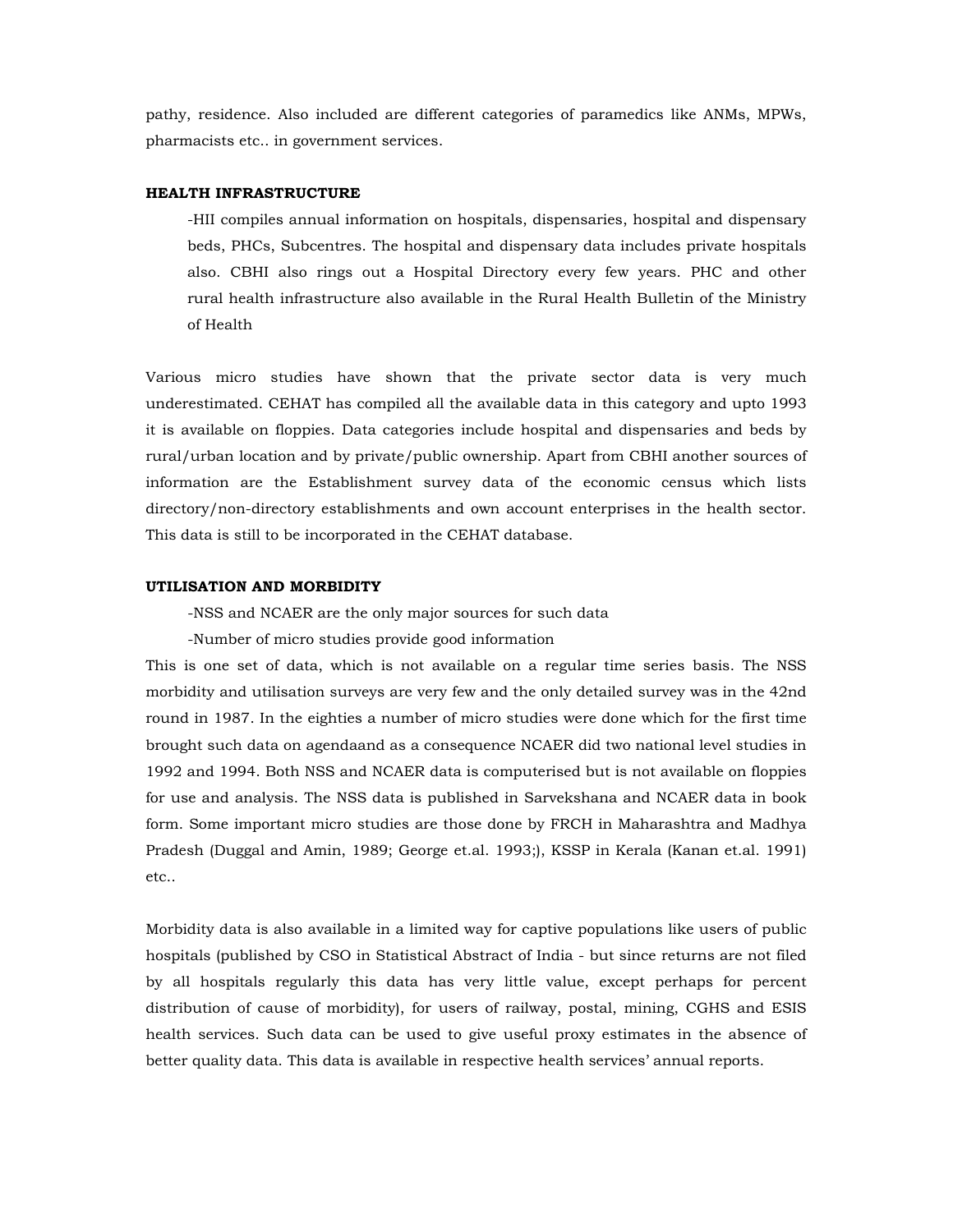pathy, residence. Also included are different categories of paramedics like ANMs, MPWs, pharmacists etc.. in government services.

**HEALTH INFRASTRUCTURE**

-HII compiles annual information on hospitals, dispensaries, hospital and dispensary beds, PHCs, Subcentres. The hospital and dispensary data includes private hospitals also. CBHI also rings out a Hospital Directory every few years. PHC and other rural health infrastructure also available in the Rural Health Bulletin of the Ministry of Health

Various micro studies have shown that the private sector data is very much underestimated. CEHAT has compiled all the available data in this category and upto 1993 it is available on floppies. Data categories include hospital and dispensaries and beds by rural/urban location and by private/public ownership. Apart from CBHI another sources of information are the Establishment survey data of the economic census which lists directory/non-directory establishments and own account enterprises in the health sector. This data is still to be incorporated in the CEHAT database.

**UTILISATION AND MORBIDITY**

-NSS and NCAER are the only major sources for such data

-Number of micro studies provide good information

This is one set of data, which is not available on a regular time series basis. The NSS morbidity and utilisation surveys are very few and the only detailed survey was in the 42nd round in 1987. In the eighties a number of micro studies were done which for the first time brought such data on agendaand as a consequence NCAER did two national level studies in 1992 and 1994. Both NSS and NCAER data is computerised but is not available on floppies for use and analysis. The NSS data is published in Sarvekshana and NCAER data in book form. Some important micro studies are those done by FRCH in Maharashtra and Madhya Pradesh (Duggal and Amin, 1989; George et.al. 1993;), KSSP in Kerala (Kanan et.al. 1991) etc..

Morbidity data is also available in a limited way for captive populations like users of public hospitals (published by CSO in Statistical Abstract of India - but since returns are not filed by all hospitals regularly this data has very little value, except perhaps for percent distribution of cause of morbidity), for users of railway, postal, mining, CGHS and ESIS health services. Such data can be used to give useful proxy estimates in the absence of better quality data. This data is available in respective health services' annual reports.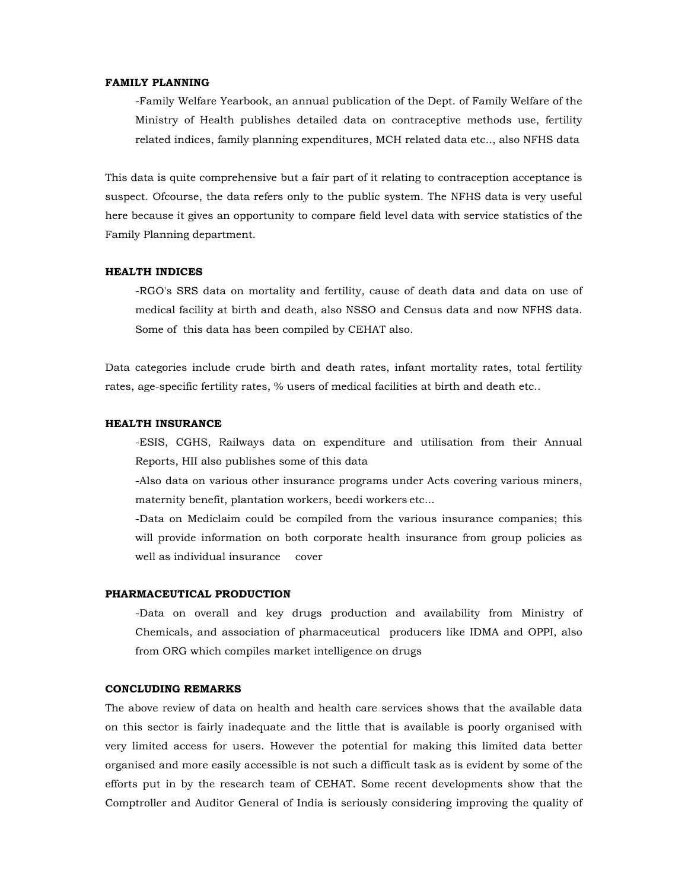**FAMILY PLANNING**

-Family Welfare Yearbook, an annual publication of the Dept. of Family Welfare of the Ministry of Health publishes detailed data on contraceptive methods use, fertility related indices, family planning expenditures, MCH related data etc.., also NFHS data

This data is quite comprehensive but a fair part of it relating to contraception acceptance is suspect. Ofcourse, the data refers only to the public system. The NFHS data is very useful here because it gives an opportunity to compare field level data with service statistics of the Family Planning department.

**HEALTH INDICES**

-RGO's SRS data on mortality and fertility, cause of death data and data on use of medical facility at birth and death, also NSSO and Census data and now NFHS data. Some of this data has been compiled by CEHAT also.

Data categories include crude birth and death rates, infant mortality rates, total fertility rates, age-specific fertility rates, % users of medical facilities at birth and death etc..

**HEALTH INSURANCE**

-ESIS, CGHS, Railways data on expenditure and utilisation from their Annual Reports, HII also publishes some of this data

-Also data on various other insurance programs under Acts covering various miners, maternity benefit, plantation workers, beedi workers etc...

-Data on Mediclaim could be compiled from the various insurance companies; this will provide information on both corporate health insurance from group policies as well as individual insurance cover

**PHARMACEUTICAL PRODUCTION**

-Data on overall and key drugs production and availability from Ministry of Chemicals, and association of pharmaceutical producers like IDMA and OPPI, also from ORG which compiles market intelligence on drugs

**CONCLUDING REMARKS**

The above review of data on health and health care services shows that the available data on this sector is fairly inadequate and the little that is available is poorly organised with very limited access for users. However the potential for making this limited data better organised and more easily accessible is not such a difficult task as is evident by some of the efforts put in by the research team of CEHAT. Some recent developments show that the Comptroller and Auditor General of India is seriously considering improving the quality of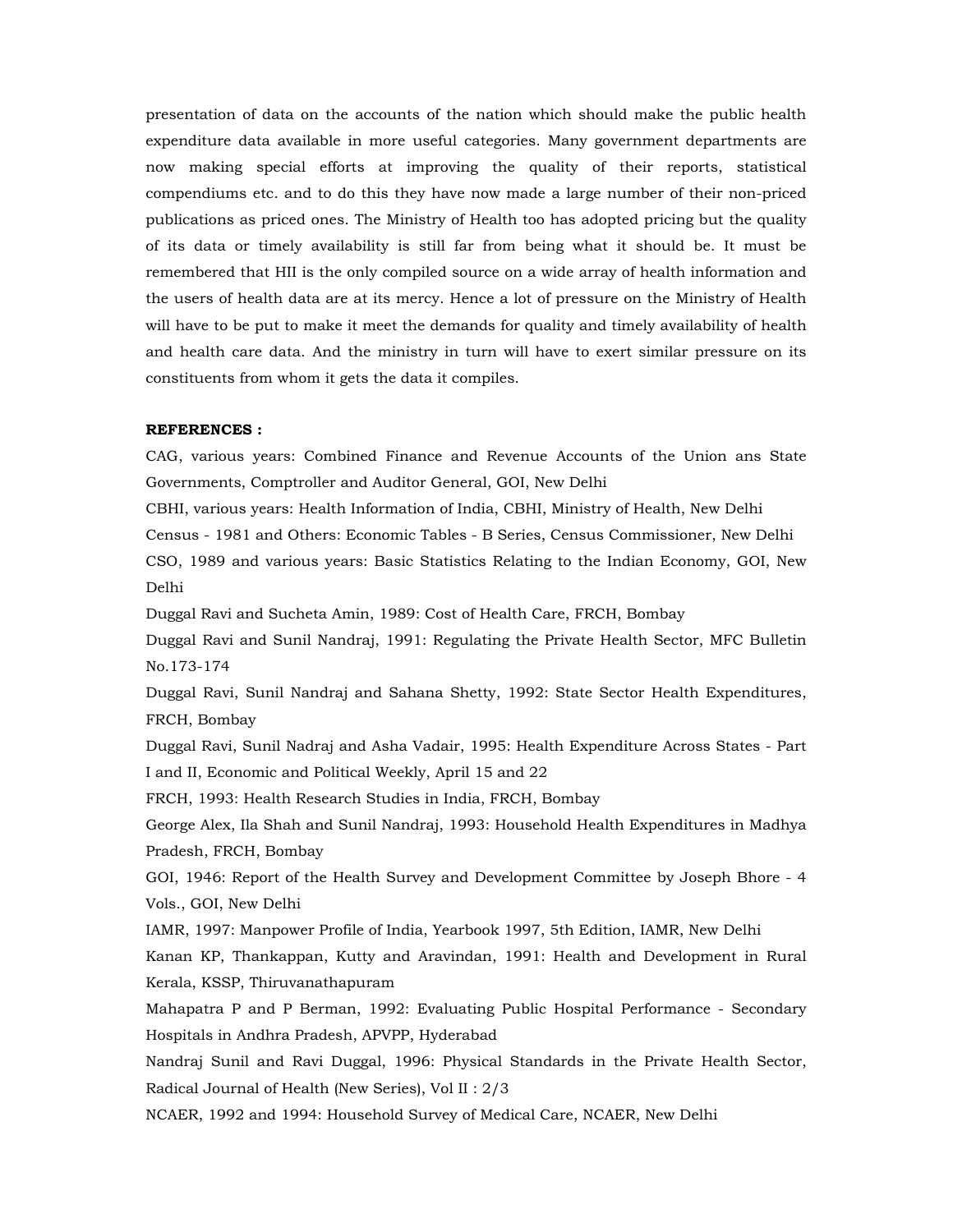presentation of data on the accounts of the nation which should make the public health expenditure data available in more useful categories. Many government departments are now making special efforts at improving the quality of their reports, statistical compendiums etc. and to do this they have now made a large number of their non-priced publications as priced ones. The Ministry of Health too has adopted pricing but the quality of its data or timely availability is still far from being what it should be. It must be remembered that HII is the only compiled source on a wide array of health information and the users of health data are at its mercy. Hence a lot of pressure on the Ministry of Health will have to be put to make it meet the demands for quality and timely availability of health and health care data. And the ministry in turn will have to exert similar pressure on its constituents from whom it gets the data it compiles.

**REFERENCES :**

CAG, various years: Combined Finance and Revenue Accounts of the Union ans State Governments, Comptroller and Auditor General, GOI, New Delhi

CBHI, various years: Health Information of India, CBHI, Ministry of Health, New Delhi

Census - 1981 and Others: Economic Tables - B Series, Census Commissioner, New Delhi

CSO, 1989 and various years: Basic Statistics Relating to the Indian Economy, GOI, New Delhi

Duggal Ravi and Sucheta Amin, 1989: Cost of Health Care, FRCH, Bombay

Duggal Ravi and Sunil Nandraj, 1991: Regulating the Private Health Sector, MFC Bulletin No.173-174

Duggal Ravi, Sunil Nandraj and Sahana Shetty, 1992: State Sector Health Expenditures, FRCH, Bombay

Duggal Ravi, Sunil Nadraj and Asha Vadair, 1995: Health Expenditure Across States - Part I and II, Economic and Political Weekly, April 15 and 22

FRCH, 1993: Health Research Studies in India, FRCH, Bombay

George Alex, Ila Shah and Sunil Nandraj, 1993: Household Health Expenditures in Madhya Pradesh, FRCH, Bombay

GOI, 1946: Report of the Health Survey and Development Committee by Joseph Bhore - 4 Vols., GOI, New Delhi

IAMR, 1997: Manpower Profile of India, Yearbook 1997, 5th Edition, IAMR, New Delhi

Kanan KP, Thankappan, Kutty and Aravindan, 1991: Health and Development in Rural Kerala, KSSP, Thiruvanathapuram

Mahapatra P and P Berman, 1992: Evaluating Public Hospital Performance - Secondary Hospitals in Andhra Pradesh, APVPP, Hyderabad

Nandraj Sunil and Ravi Duggal, 1996: Physical Standards in the Private Health Sector, Radical Journal of Health (New Series), Vol II : 2/3

NCAER, 1992 and 1994: Household Survey of Medical Care, NCAER, New Delhi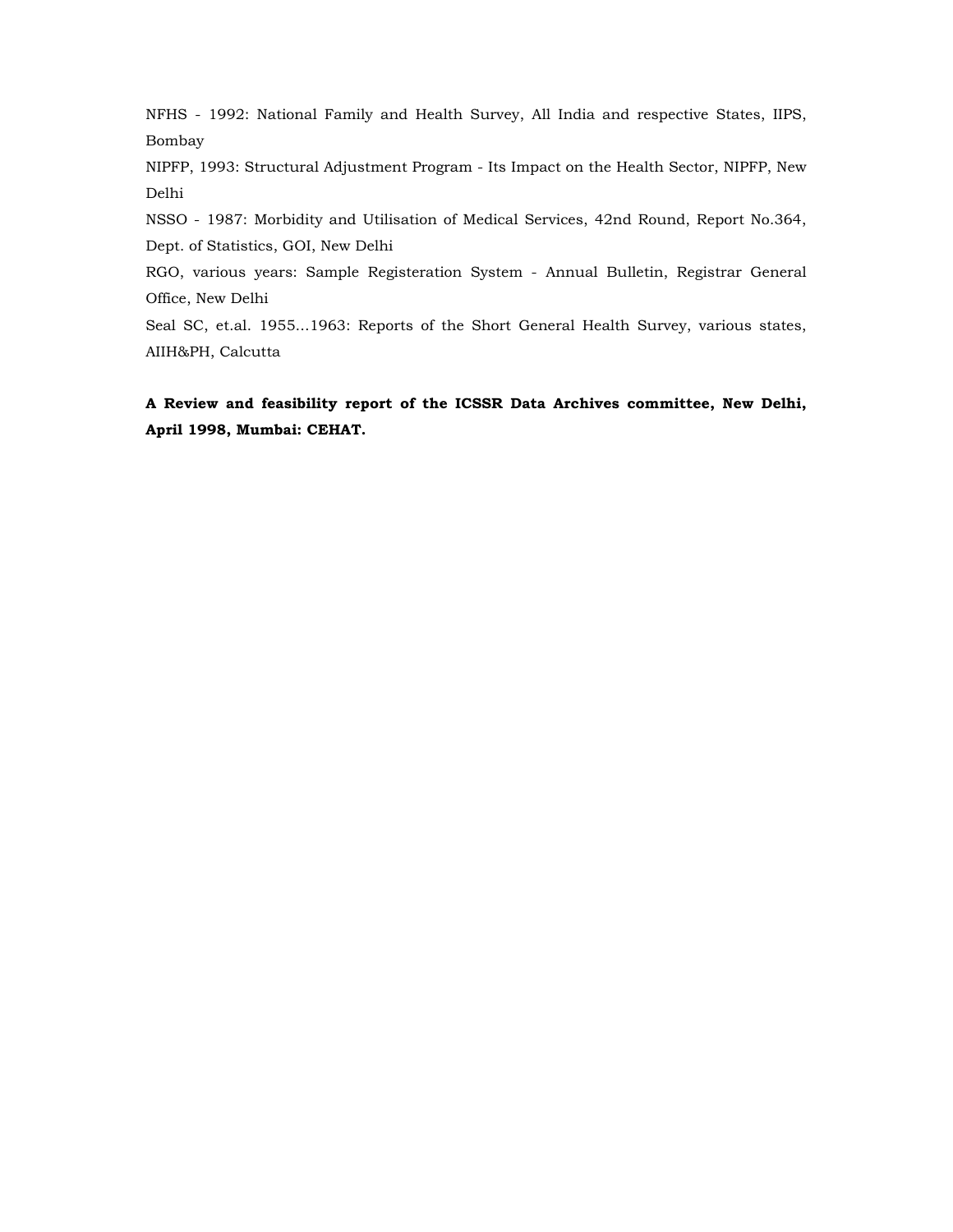NFHS - 1992: National Family and Health Survey, All India and respective States, IIPS, Bombay

NIPFP, 1993: Structural Adjustment Program - Its Impact on the Health Sector, NIPFP, New Delhi

NSSO - 1987: Morbidity and Utilisation of Medical Services, 42nd Round, Report No.364, Dept. of Statistics, GOI, New Delhi

RGO, various years: Sample Registeration System - Annual Bulletin, Registrar General Office, New Delhi

Seal SC, et.al. 1955...1963: Reports of the Short General Health Survey, various states, AIIH&PH, Calcutta

**A Review and feasibility report of the ICSSR Data Archives committee, New Delhi, April 1998, Mumbai: CEHAT.**